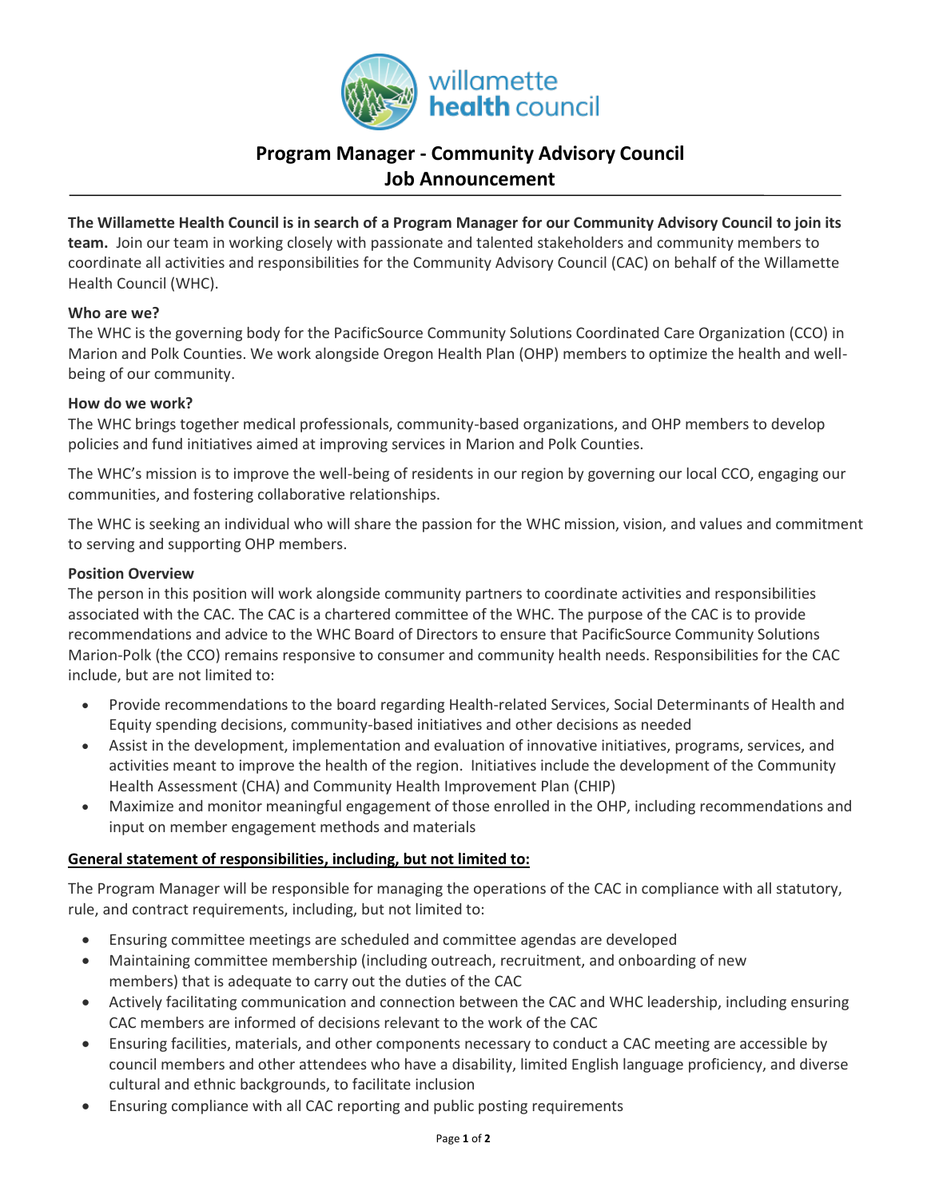# Program Manager - Community Advisory Council
## Job Announcement

**The Willamette Health Council is in search of a Program Manager for our Community Advisory Council to join its team.** Join our team in working closely with passionate and talented stakeholders and community members to coordinate all activities and responsibilities for the Community Advisory Council (CAC) on behalf of the Willamette Health Council (WHC).

**Who are we?**
The WHC is the governing body for the PacificSource Community Solutions Coordinated Care Organization (CCO) in Marion and Polk Counties. We work alongside Oregon Health Plan (OHP) members to optimize the health and well-being of our community.

**How do we work?**
The WHC brings together medical professionals, community-based organizations, and OHP members to develop policies and fund initiatives aimed at improving services in Marion and Polk Counties.

The WHC's mission is to improve the well-being of residents in our region by governing our local CCO, engaging our communities, and fostering collaborative relationships.

The WHC is seeking an individual who will share the passion for the WHC mission, vision, and values and commitment to serving and supporting OHP members.

**Position Overview**
The person in this position will work alongside community partners to coordinate activities and responsibilities associated with the CAC. The CAC is a chartered committee of the WHC. The purpose of the CAC is to provide recommendations and advice to the WHC Board of Directors to ensure that PacificSource Community Solutions Marion-Polk (the CCO) remains responsive to consumer and community health needs. Responsibilities for the CAC include, but are not limited to:

- Provide recommendations to the board regarding Health-related Services, Social Determinants of Health and Equity spending decisions, community-based initiatives and other decisions as needed
- Assist in the development, implementation and evaluation of innovative initiatives, programs, services, and activities meant to improve the health of the region. Initiatives include the development of the Community Health Assessment (CHA) and Community Health Improvement Plan (CHIP)
- Maximize and monitor meaningful engagement of those enrolled in the OHP, including recommendations and input on member engagement methods and materials

**General statement of responsibilities, including, but not limited to:**

The Program Manager will be responsible for managing the operations of the CAC in compliance with all statutory, rule, and contract requirements, including, but not limited to:

- Ensuring committee meetings are scheduled and committee agendas are developed
- Maintaining committee membership (including outreach, recruitment, and onboarding of new members) that is adequate to carry out the duties of the CAC
- Actively facilitating communication and connection between the CAC and WHC leadership, including ensuring CAC members are informed of decisions relevant to the work of the CAC
- Ensuring facilities, materials, and other components necessary to conduct a CAC meeting are accessible by council members and other attendees who have a disability, limited English language proficiency, and diverse cultural and ethnic backgrounds, to facilitate inclusion
- Ensuring compliance with all CAC reporting and public posting requirements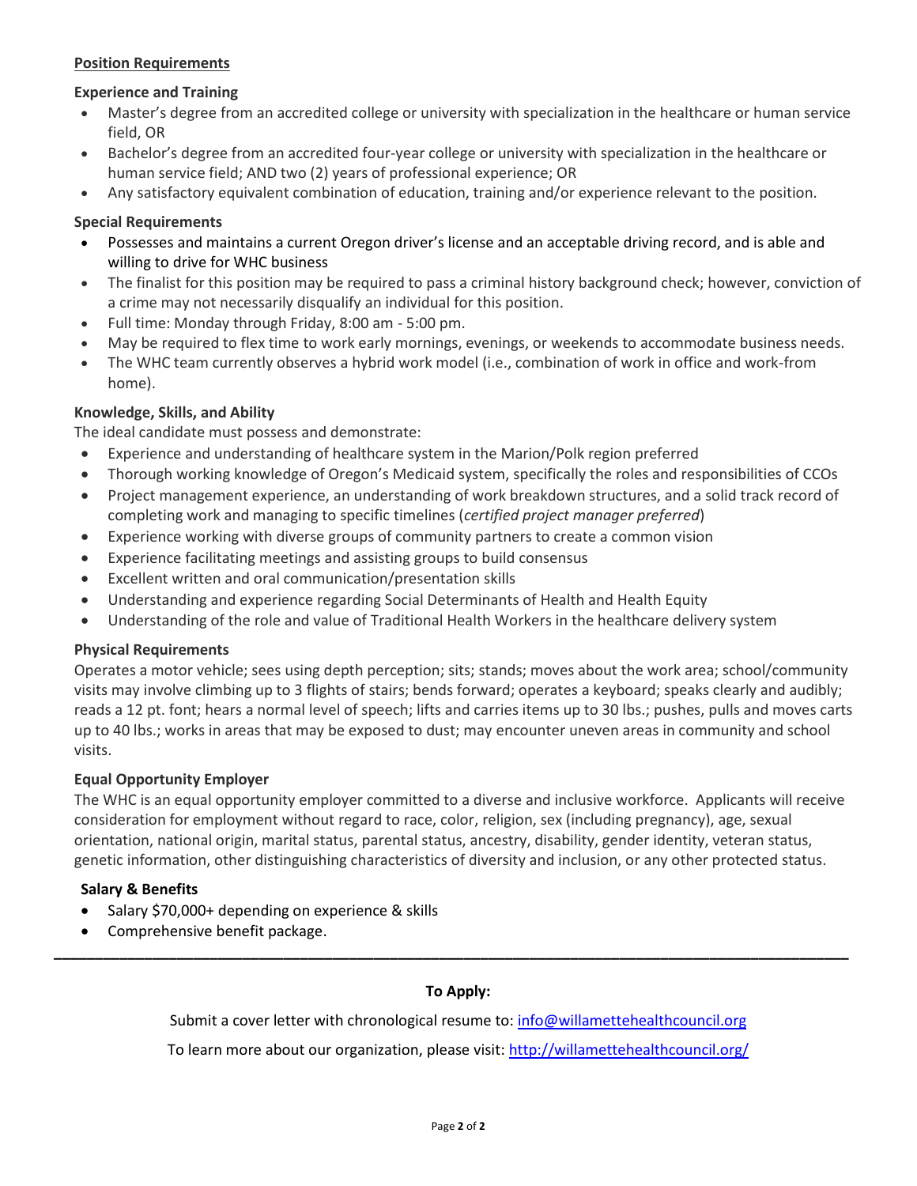## Position Requirements

### Experience and Training

- Master's degree from an accredited college or university with specialization in the healthcare or human service field, OR
- Bachelor's degree from an accredited four-year college or university with specialization in the healthcare or human service field; AND two (2) years of professional experience; OR
- Any satisfactory equivalent combination of education, training and/or experience relevant to the position.

### Special Requirements

- Possesses and maintains a current Oregon driver's license and an acceptable driving record, and is able and willing to drive for WHC business
- The finalist for this position may be required to pass a criminal history background check; however, conviction of a crime may not necessarily disqualify an individual for this position.
- Full time: Monday through Friday, 8:00 am - 5:00 pm.
- May be required to flex time to work early mornings, evenings, or weekends to accommodate business needs.
- The WHC team currently observes a hybrid work model (i.e., combination of work in office and work-from home).

### Knowledge, Skills, and Ability

The ideal candidate must possess and demonstrate:

- Experience and understanding of healthcare system in the Marion/Polk region preferred
- Thorough working knowledge of Oregon's Medicaid system, specifically the roles and responsibilities of CCOs
- Project management experience, an understanding of work breakdown structures, and a solid track record of completing work and managing to specific timelines (*certified project manager preferred*)
- Experience working with diverse groups of community partners to create a common vision
- Experience facilitating meetings and assisting groups to build consensus
- Excellent written and oral communication/presentation skills
- Understanding and experience regarding Social Determinants of Health and Health Equity
- Understanding of the role and value of Traditional Health Workers in the healthcare delivery system

### Physical Requirements

Operates a motor vehicle; sees using depth perception; sits; stands; moves about the work area; school/community visits may involve climbing up to 3 flights of stairs; bends forward; operates a keyboard; speaks clearly and audibly; reads a 12 pt. font; hears a normal level of speech; lifts and carries items up to 30 lbs.; pushes, pulls and moves carts up to 40 lbs.; works in areas that may be exposed to dust; may encounter uneven areas in community and school visits.

### Equal Opportunity Employer

The WHC is an equal opportunity employer committed to a diverse and inclusive workforce. Applicants will receive consideration for employment without regard to race, color, religion, sex (including pregnancy), age, sexual orientation, national origin, marital status, parental status, ancestry, disability, gender identity, veteran status, genetic information, other distinguishing characteristics of diversity and inclusion, or any other protected status.

### Salary & Benefits

- Salary $70,000+ depending on experience & skills
- Comprehensive benefit package.

---

**To Apply:**

Submit a cover letter with chronological resume to: info@willamettehealthcouncil.org

To learn more about our organization, please visit: http://willamettehealthcouncil.org/